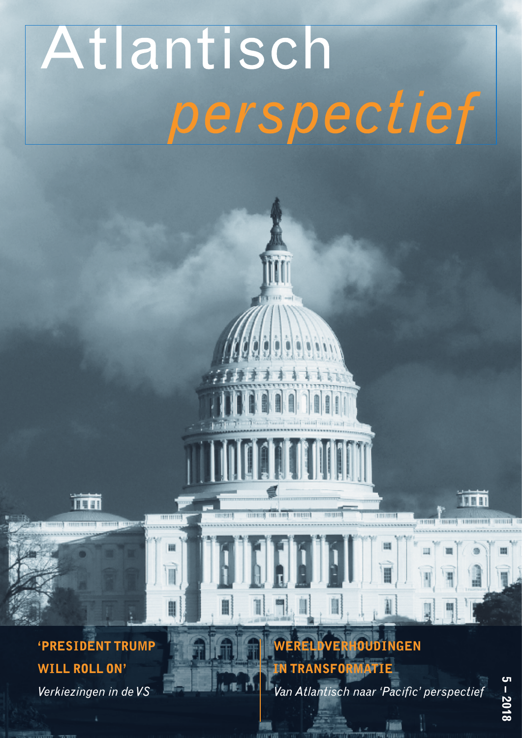# Atlantisch *perspectief*

**'PRESIDENT TRUMP WILL ROLL ON'**

*Verkiezingen in de VS*

**WERELDVERHOUDINGEN IN TRANSFORMATIE**

*Van Atlantisch naar 'Pacific' perspectief*

**5 – 2018**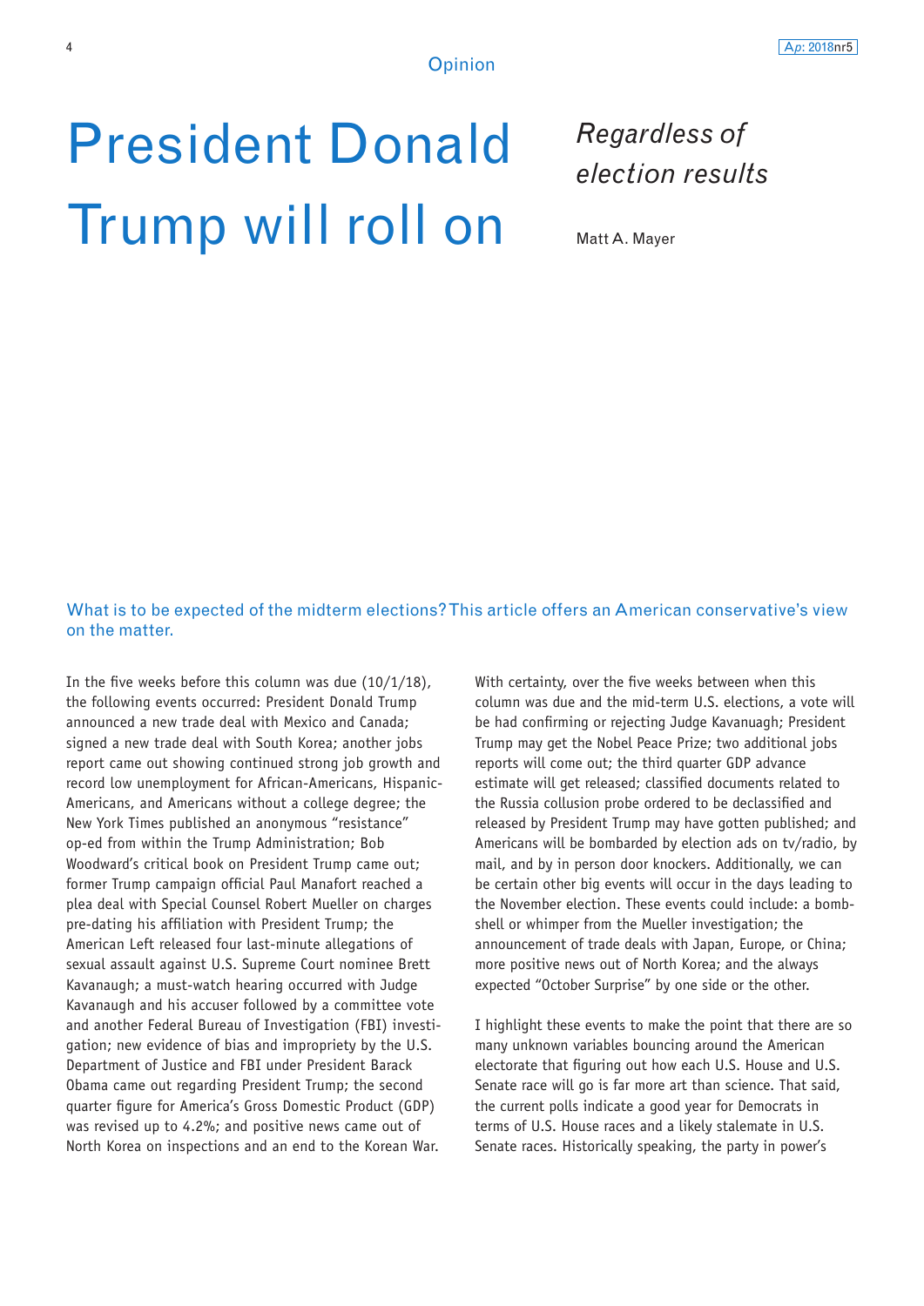Opinion

# President Donald Trump will roll on

## *Regardless of election results*

Matt A. Mayer

What is to be expected of the midterm elections? This article offers an American conservative's view on the matter.

In the five weeks before this column was due (10/1/18), the following events occurred: President Donald Trump announced a new trade deal with Mexico and Canada; signed a new trade deal with South Korea; another jobs report came out showing continued strong job growth and record low unemployment for African-Americans, Hispanic-Americans, and Americans without a college degree; the New York Times published an anonymous "resistance" op-ed from within the Trump Administration; Bob Woodward's critical book on President Trump came out; former Trump campaign official Paul Manafort reached a plea deal with Special Counsel Robert Mueller on charges pre-dating his affiliation with President Trump; the American Left released four last-minute allegations of sexual assault against U.S. Supreme Court nominee Brett Kavanaugh; a must-watch hearing occurred with Judge Kavanaugh and his accuser followed by a committee vote and another Federal Bureau of Investigation (FBI) investigation; new evidence of bias and impropriety by the U.S. Department of Justice and FBI under President Barack Obama came out regarding President Trump; the second quarter figure for America's Gross Domestic Product (GDP) was revised up to 4.2%; and positive news came out of North Korea on inspections and an end to the Korean War.

With certainty, over the five weeks between when this column was due and the mid-term U.S. elections, a vote will be had confirming or rejecting Judge Kavanaugh; President Trump may get the Nobel Peace Prize; two additional jobs reports will come out; the third quarter GDP advance estimate will get released; classified documents related to the Russia collusion probe ordered to be declassified and released by President Trump may have gotten published; and Americans will be bombarded by election ads on tv/radio, by mail, and by in person door knockers. Additionally, we can be certain other big events will occur in the days leading to the November election. These events could include: a bombshell or whimper from the Mueller investigation; the announcement of trade deals with Japan, Europe, or China; more positive news out of North Korea; and the always expected "October Surprise" by one side or the other.

I highlight these events to make the point that there are so many unknown variables bouncing around the American electorate that figuring out how each U.S. House and U.S. Senate race will go is far more art than science. That said, the current polls indicate a good year for Democrats in terms of U.S. House races and a likely stalemate in U.S. Senate races. Historically speaking, the party in power's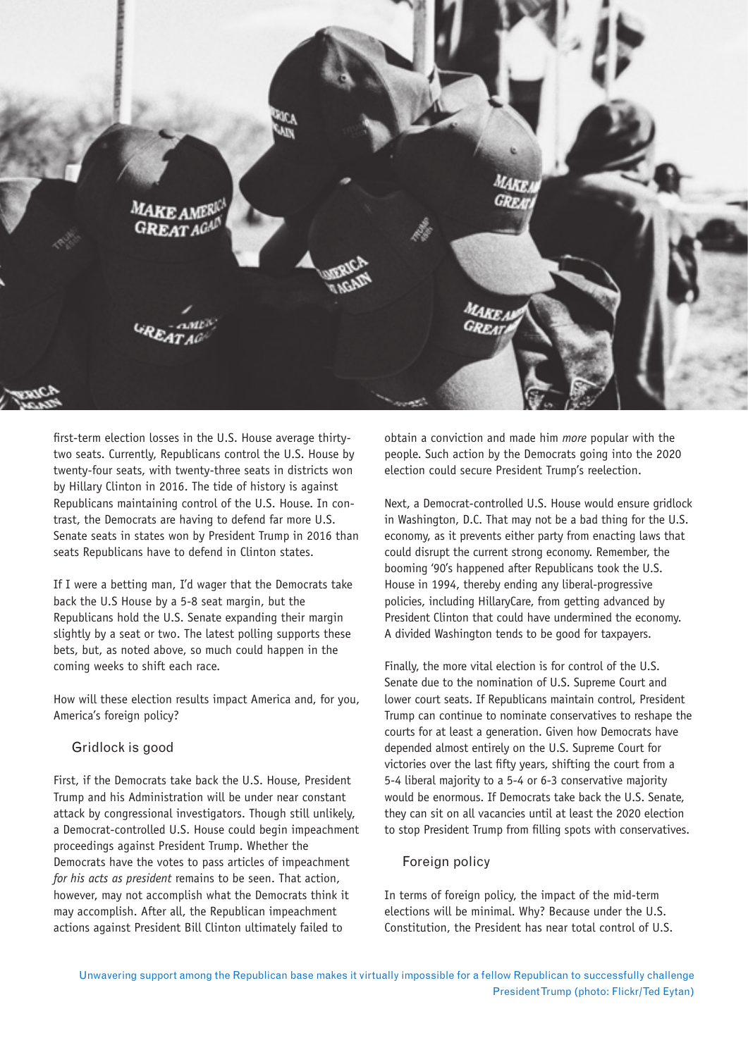first-term election losses in the U.S. House average thirty-two seats. Currently, Republicans control the U.S. House by twenty-four seats, with twenty-three seats in districts won by Hillary Clinton in 2016. The tide of history is against Republicans maintaining control of the U.S. House. In contrast, the Democrats are having to defend far more U.S. Senate seats in states won by President Trump in 2016 than seats Republicans have to defend in Clinton states.

If I were a betting man, I'd wager that the Democrats take back the U.S House by a 5-8 seat margin, but the Republicans hold the U.S. Senate expanding their margin slightly by a seat or two. The latest polling supports these bets, but, as noted above, so much could happen in the coming weeks to shift each race.

How will these election results impact America and, for you, America's foreign policy?

## Gridlock is good

First, if the Democrats take back the U.S. House, President Trump and his Administration will be under near constant attack by congressional investigators. Though still unlikely, a Democrat-controlled U.S. House could begin impeachment proceedings against President Trump. Whether the Democrats have the votes to pass articles of impeachment *for his acts as president* remains to be seen. That action, however, may not accomplish what the Democrats think it may accomplish. After all, the Republican impeachment actions against President Bill Clinton ultimately failed to obtain a conviction and made him *more* popular with the people. Such action by the Democrats going into the 2020 election could secure President Trump's reelection.

Next, a Democrat-controlled U.S. House would ensure gridlock in Washington, D.C. That may not be a bad thing for the U.S. economy, as it prevents either party from enacting laws that could disrupt the current strong economy. Remember, the booming '90's happened after Republicans took the U.S. House in 1994, thereby ending any liberal-progressive policies, including HillaryCare, from getting advanced by President Clinton that could have undermined the economy. A divided Washington tends to be good for taxpayers.

Finally, the more vital election is for control of the U.S. Senate due to the nomination of U.S. Supreme Court and lower court seats. If Republicans maintain control, President Trump can continue to nominate conservatives to reshape the courts for at least a generation. Given how Democrats have depended almost entirely on the U.S. Supreme Court for victories over the last fifty years, shifting the court from a 5-4 liberal majority to a 5-4 or 6-3 conservative majority would be enormous. If Democrats take back the U.S. Senate, they can sit on all vacancies until at least the 2020 election to stop President Trump from filling spots with conservatives.

## Foreign policy

In terms of foreign policy, the impact of the mid-term elections will be minimal. Why? Because under the U.S. Constitution, the President has near total control of U.S.

Unwavering support among the Republican base makes it virtually impossible for a fellow Republican to successfully challenge President Trump (photo: Flickr/Ted Eytan)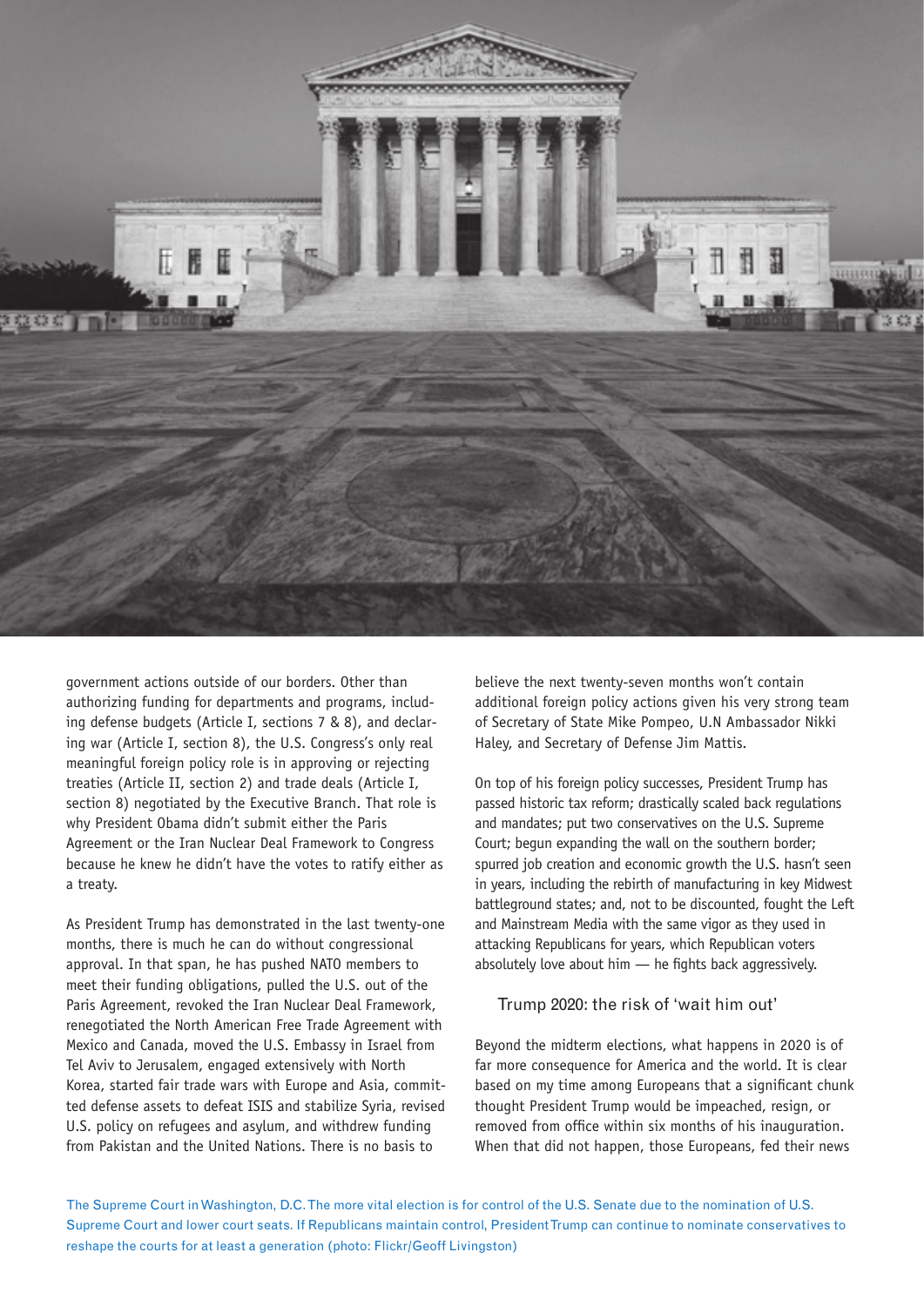government actions outside of our borders. Other than authorizing funding for departments and programs, including defense budgets (Article I, sections 7 & 8), and declaring war (Article I, section 8), the U.S. Congress's only real meaningful foreign policy role is in approving or rejecting treaties (Article II, section 2) and trade deals (Article I, section 8) negotiated by the Executive Branch. That role is why President Obama didn't submit either the Paris Agreement or the Iran Nuclear Deal Framework to Congress because he knew he didn't have the votes to ratify either as a treaty.

As President Trump has demonstrated in the last twenty-one months, there is much he can do without congressional approval. In that span, he has pushed NATO members to meet their funding obligations, pulled the U.S. out of the Paris Agreement, revoked the Iran Nuclear Deal Framework, renegotiated the North American Free Trade Agreement with Mexico and Canada, moved the U.S. Embassy in Israel from Tel Aviv to Jerusalem, engaged extensively with North Korea, started fair trade wars with Europe and Asia, committed defense assets to defeat ISIS and stabilize Syria, revised U.S. policy on refugees and asylum, and withdrew funding from Pakistan and the United Nations. There is no basis to believe the next twenty-seven months won't contain additional foreign policy actions given his very strong team of Secretary of State Mike Pompeo, U.N Ambassador Nikki Haley, and Secretary of Defense Jim Mattis.

On top of his foreign policy successes, President Trump has passed historic tax reform; drastically scaled back regulations and mandates; put two conservatives on the U.S. Supreme Court; begun expanding the wall on the southern border; spurred job creation and economic growth the U.S. hasn't seen in years, including the rebirth of manufacturing in key Midwest battleground states; and, not to be discounted, fought the Left and Mainstream Media with the same vigor as they used in attacking Republicans for years, which Republican voters absolutely love about him — he fights back aggressively.

## Trump 2020: the risk of 'wait him out'

Beyond the midterm elections, what happens in 2020 is of far more consequence for America and the world. It is clear based on my time among Europeans that a significant chunk thought President Trump would be impeached, resign, or removed from office within six months of his inauguration. When that did not happen, those Europeans, fed their news

The Supreme Court in Washington, D.C. The more vital election is for control of the U.S. Senate due to the nomination of U.S. Supreme Court and lower court seats. If Republicans maintain control, President Trump can continue to nominate conservatives to reshape the courts for at least a generation (photo: Flickr/Geoff Livingston)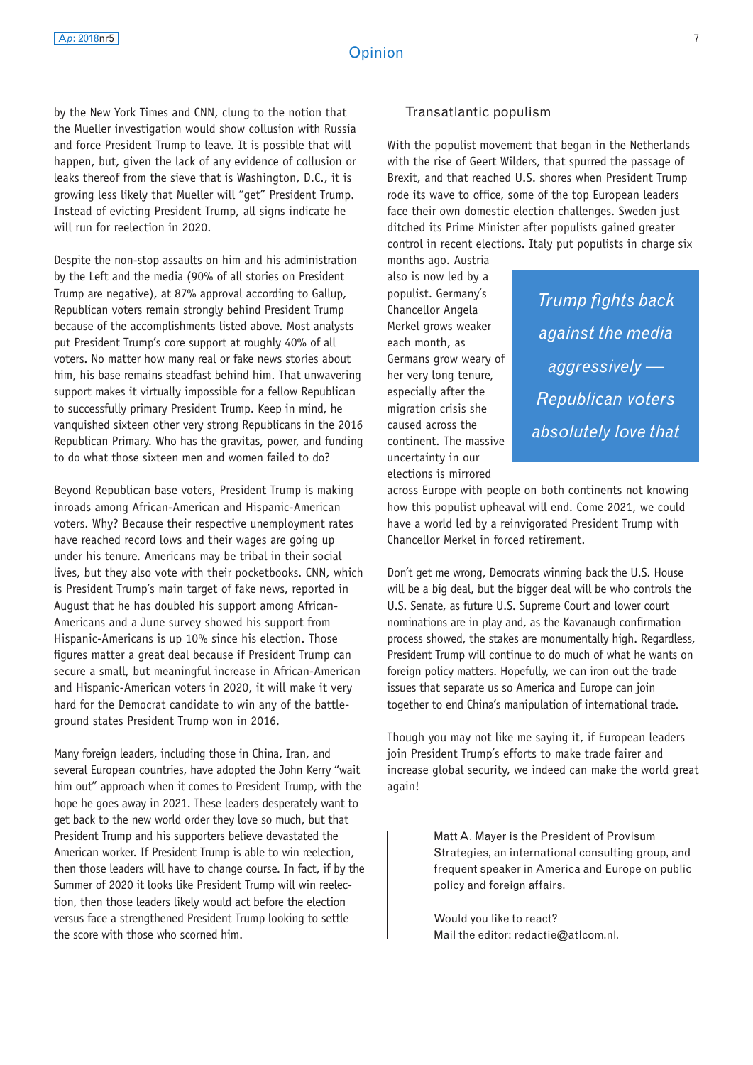by the New York Times and CNN, clung to the notion that the Mueller investigation would show collusion with Russia and force President Trump to leave. It is possible that will happen, but, given the lack of any evidence of collusion or leaks thereof from the sieve that is Washington, D.C., it is growing less likely that Mueller will "get" President Trump. Instead of evicting President Trump, all signs indicate he will run for reelection in 2020.

Despite the non-stop assaults on him and his administration by the Left and the media (90% of all stories on President Trump are negative), at 87% approval according to Gallup, Republican voters remain strongly behind President Trump because of the accomplishments listed above. Most analysts put President Trump's core support at roughly 40% of all voters. No matter how many real or fake news stories about him, his base remains steadfast behind him. That unwavering support makes it virtually impossible for a fellow Republican to successfully primary President Trump. Keep in mind, he vanquished sixteen other very strong Republicans in the 2016 Republican Primary. Who has the gravitas, power, and funding to do what those sixteen men and women failed to do?

Beyond Republican base voters, President Trump is making inroads among African-American and Hispanic-American voters. Why? Because their respective unemployment rates have reached record lows and their wages are going up under his tenure. Americans may be tribal in their social lives, but they also vote with their pocketbooks. CNN, which is President Trump's main target of fake news, reported in August that he has doubled his support among African-Americans and a June survey showed his support from Hispanic-Americans is up 10% since his election. Those figures matter a great deal because if President Trump can secure a small, but meaningful increase in African-American and Hispanic-American voters in 2020, it will make it very hard for the Democrat candidate to win any of the battleground states President Trump won in 2016.

Many foreign leaders, including those in China, Iran, and several European countries, have adopted the John Kerry "wait him out" approach when it comes to President Trump, with the hope he goes away in 2021. These leaders desperately want to get back to the new world order they love so much, but that President Trump and his supporters believe devastated the American worker. If President Trump is able to win reelection, then those leaders will have to change course. In fact, if by the Summer of 2020 it looks like President Trump will win reelection, then those leaders likely would act before the election versus face a strengthened President Trump looking to settle the score with those who scorned him.

## Transatlantic populism

With the populist movement that began in the Netherlands with the rise of Geert Wilders, that spurred the passage of Brexit, and that reached U.S. shores when President Trump rode its wave to office, some of the top European leaders face their own domestic election challenges. Sweden just ditched its Prime Minister after populists gained greater control in recent elections. Italy put populists in charge six months ago. Austria also is now led by a populist. Germany's Chancellor Angela Merkel grows weaker each month, as Germans grow weary of her very long tenure, especially after the migration crisis she caused across the continent. The massive uncertainty in our elections is mirrored across Europe with people on both continents not knowing how this populist upheaval will end. Come 2021, we could have a world led by a reinvigorated President Trump with Chancellor Merkel in forced retirement.

> *Trump fights back against the media aggressively — Republican voters absolutely love that*

Don't get me wrong, Democrats winning back the U.S. House will be a big deal, but the bigger deal will be who controls the U.S. Senate, as future U.S. Supreme Court and lower court nominations are in play and, as the Kavanaugh confirmation process showed, the stakes are monumentally high. Regardless, President Trump will continue to do much of what he wants on foreign policy matters. Hopefully, we can iron out the trade issues that separate us so America and Europe can join together to end China's manipulation of international trade.

Though you may not like me saying it, if European leaders join President Trump's efforts to make trade fairer and increase global security, we indeed can make the world great again!

Matt A. Mayer is the President of Provisum Strategies, an international consulting group, and frequent speaker in America and Europe on public policy and foreign affairs.

Would you like to react?
Mail the editor: redactie@atlcom.nl.